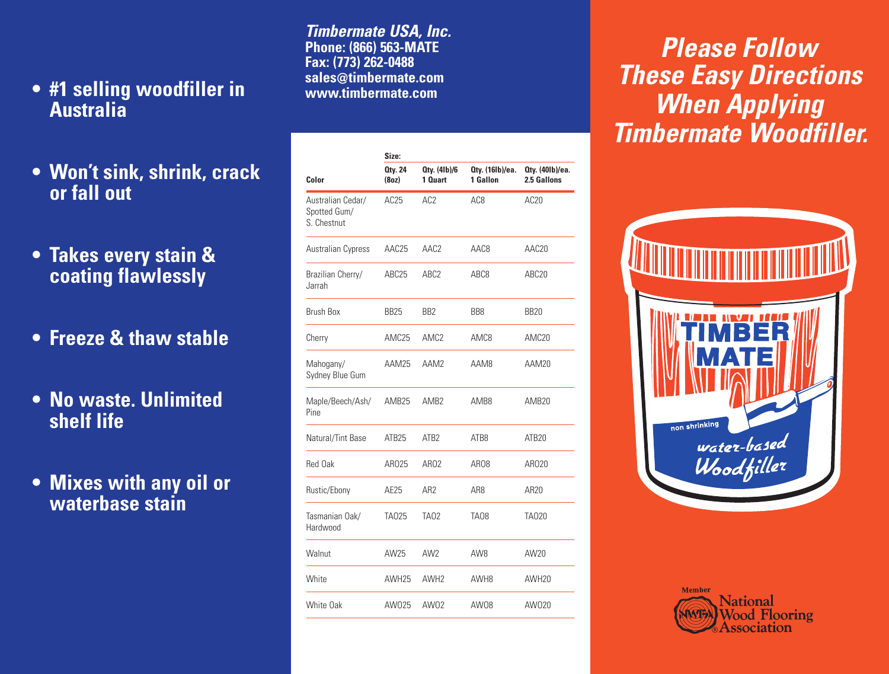- **#1 selling woodfiller in Australia**
- **Won't sink, shrink, crack or fall out**
- **Takes every stain & coating flawlessly**
- **Freeze & thaw stable**
- **No waste. Unlimited shelf life**
- **Mixes with any oil or waterbase stain**

***Timbermate USA, Inc.***
**Phone: (866) 563-MATE**
**Fax: (773) 262-0488**
**sales@timbermate.com**
**www.timbermate.com**

| Color | Size: Qty. 24 (8oz) | Qty. (4lb)/6 1 Quart | Qty. (16lb)/ea. 1 Gallon | Qty. (40lb)/ea. 2.5 Gallons |
|---|---|---|---|---|
| Australian Cedar/ Spotted Gum/ S. Chestnut | AC25 | AC2 | AC8 | AC20 |
| Australian Cypress | AAC25 | AAC2 | AAC8 | AAC20 |
| Brazilian Cherry/ Jarrah | ABC25 | ABC2 | ABC8 | ABC20 |
| Brush Box | BB25 | BB2 | BB8 | BB20 |
| Cherry | AMC25 | AMC2 | AMC8 | AMC20 |
| Mahogany/ Sydney Blue Gum | AAM25 | AAM2 | AAM8 | AAM20 |
| Maple/Beech/Ash/ Pine | AMB25 | AMB2 | AMB8 | AMB20 |
| Natural/Tint Base | ATB25 | ATB2 | ATB8 | ATB20 |
| Red Oak | ARO25 | ARO2 | ARO8 | ARO20 |
| Rustic/Ebony | AE25 | AR2 | AR8 | AR20 |
| Tasmanian Oak/ Hardwood | TAO25 | TAO2 | TAO8 | TAO20 |
| Walnut | AW25 | AW2 | AW8 | AW20 |
| White | AWH25 | AWH2 | AWH8 | AWH20 |
| White Oak | AWO25 | AWO2 | AWO8 | AWO20 |

# *Please Follow These Easy Directions When Applying Timbermate Woodfiller.*

TIMBER MATE

non shrinking

water-based Woodfiller

Member National Wood Flooring Association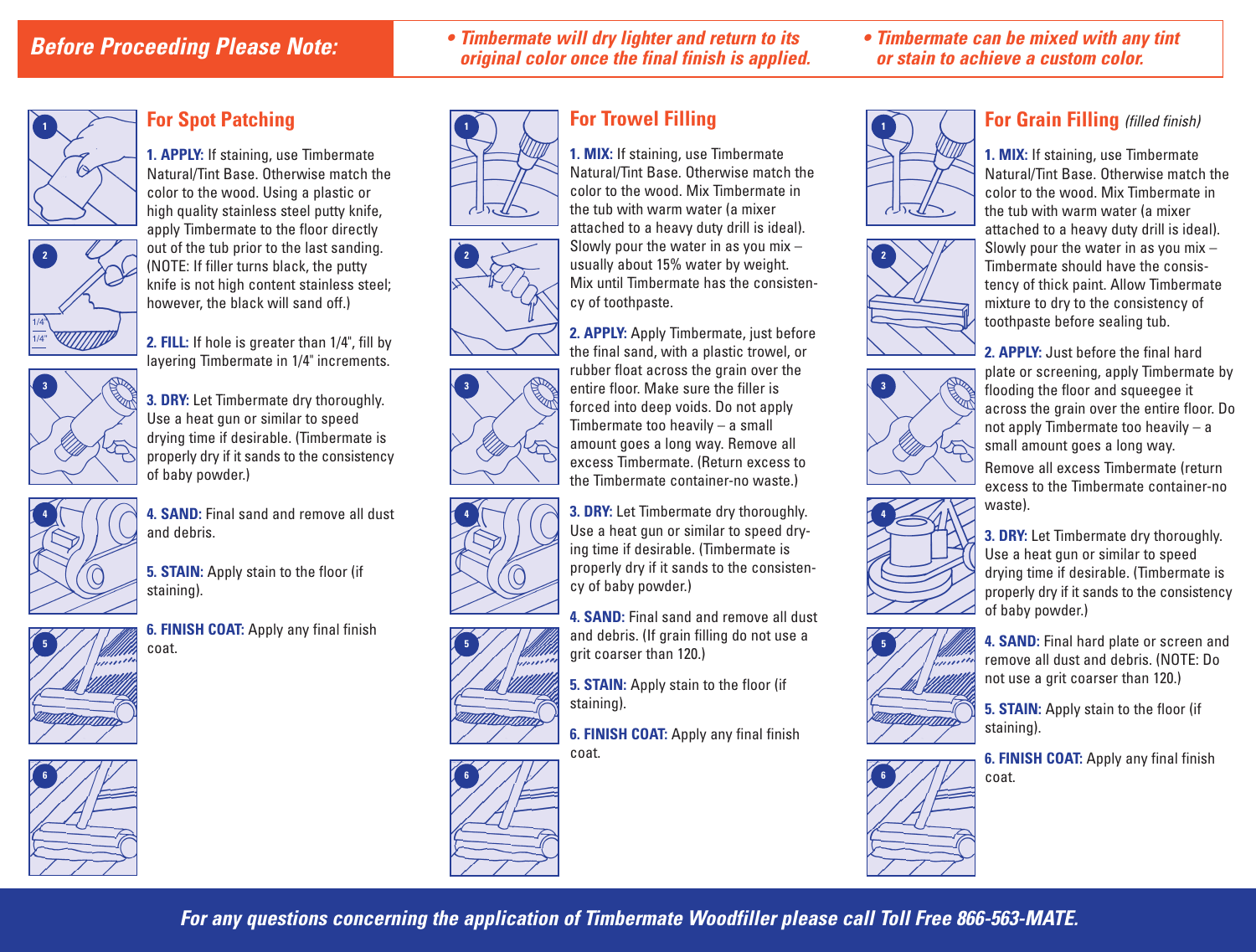## Before Proceeding Please Note:

- *Timbermate will dry lighter and return to its original color once the final finish is applied.*
- *Timbermate can be mixed with any tint or stain to achieve a custom color.*

## For Spot Patching

**1. APPLY:** If staining, use Timbermate Natural/Tint Base. Otherwise match the color to the wood. Using a plastic or high quality stainless steel putty knife, apply Timbermate to the floor directly out of the tub prior to the last sanding. (NOTE: If filler turns black, the putty knife is not high content stainless steel; however, the black will sand off.)

**2. FILL:** If hole is greater than 1/4", fill by layering Timbermate in 1/4" increments.

**3. DRY:** Let Timbermate dry thoroughly. Use a heat gun or similar to speed drying time if desirable. (Timbermate is properly dry if it sands to the consistency of baby powder.)

**4. SAND:** Final sand and remove all dust and debris.

**5. STAIN:** Apply stain to the floor (if staining).

**6. FINISH COAT:** Apply any final finish coat.

## For Trowel Filling

**1. MIX:** If staining, use Timbermate Natural/Tint Base. Otherwise match the color to the wood. Mix Timbermate in the tub with warm water (a mixer attached to a heavy duty drill is ideal). Slowly pour the water in as you mix – usually about 15% water by weight. Mix until Timbermate has the consistency of toothpaste.

**2. APPLY:** Apply Timbermate, just before the final sand, with a plastic trowel, or rubber float across the grain over the entire floor. Make sure the filler is forced into deep voids. Do not apply Timbermate too heavily – a small amount goes a long way. Remove all excess Timbermate. (Return excess to the Timbermate container-no waste.)

**3. DRY:** Let Timbermate dry thoroughly. Use a heat gun or similar to speed drying time if desirable. (Timbermate is properly dry if it sands to the consistency of baby powder.)

**4. SAND:** Final sand and remove all dust and debris. (If grain filling do not use a grit coarser than 120.)

**5. STAIN:** Apply stain to the floor (if staining).

**6. FINISH COAT:** Apply any final finish coat.

## For Grain Filling *(filled finish)*

**1. MIX:** If staining, use Timbermate Natural/Tint Base. Otherwise match the color to the wood. Mix Timbermate in the tub with warm water (a mixer attached to a heavy duty drill is ideal). Slowly pour the water in as you mix – Timbermate should have the consistency of thick paint. Allow Timbermate mixture to dry to the consistency of toothpaste before sealing tub.

**2. APPLY:** Just before the final hard plate or screening, apply Timbermate by flooding the floor and squeegee it across the grain over the entire floor. Do not apply Timbermate too heavily – a small amount goes a long way.

Remove all excess Timbermate (return excess to the Timbermate container-no waste).

**3. DRY:** Let Timbermate dry thoroughly. Use a heat gun or similar to speed drying time if desirable. (Timbermate is properly dry if it sands to the consistency of baby powder.)

**4. SAND:** Final hard plate or screen and remove all dust and debris. (NOTE: Do not use a grit coarser than 120.)

**5. STAIN:** Apply stain to the floor (if staining).

**6. FINISH COAT:** Apply any final finish coat.

*For any questions concerning the application of Timbermate Woodfiller please call Toll Free 866-563-MATE.*